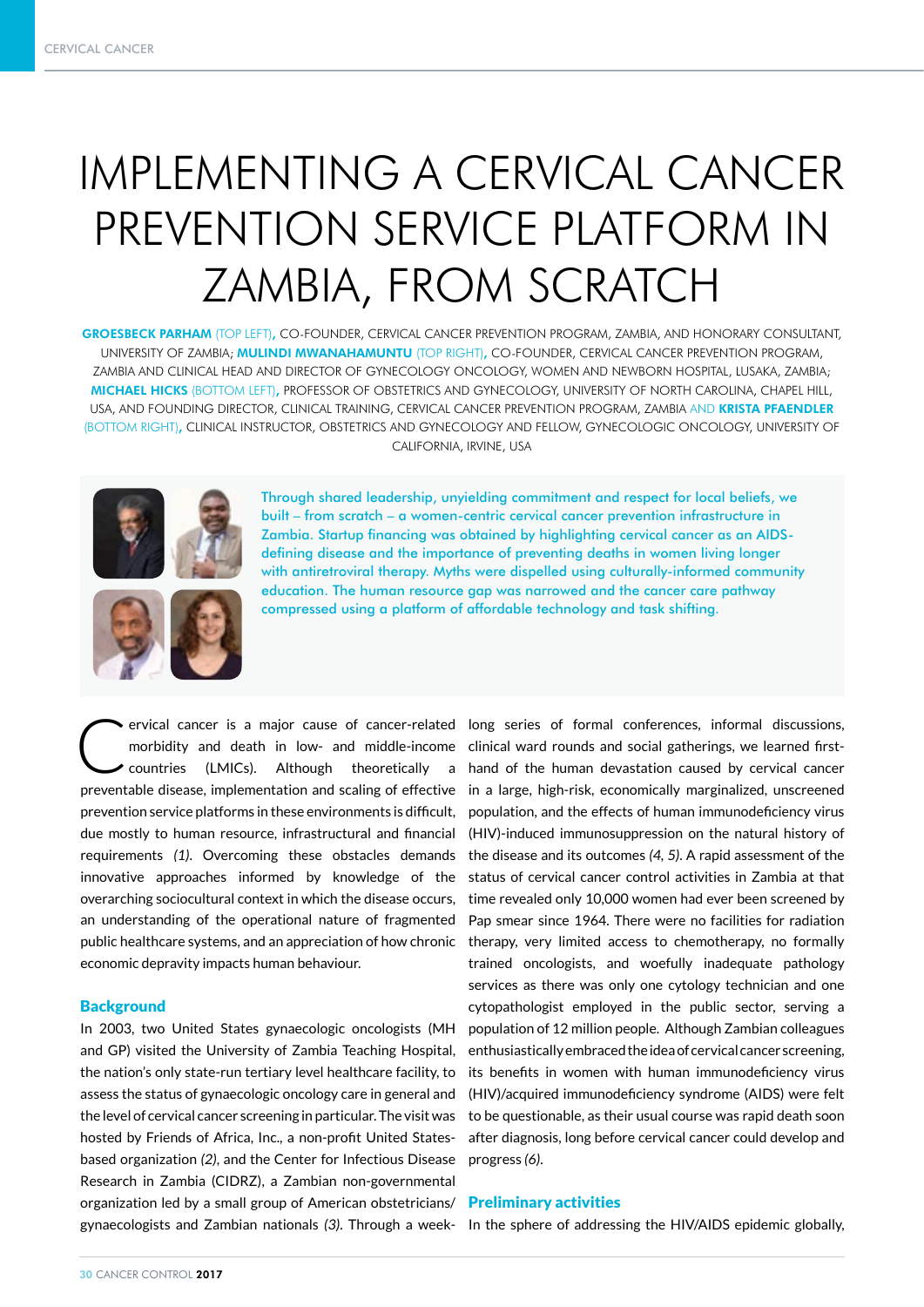# IMPLEMENTING A CERVICAL CANCER PREVENTION SERVICE PLATFORM IN ZAMBIA, FROM SCRATCH

**GROESBECK PARHAM** (TOP LEFT), CO-FOUNDER, CERVICAL CANCER PREVENTION PROGRAM, ZAMBIA, AND HONORARY CONSULTANT, UNIVERSITY OF ZAMBIA; **MULINDI MWANAHAMUNTU** (TOP RIGHT), CO-FOUNDER, CERVICAL CANCER PREVENTION PROGRAM, ZAMBIA AND CLINICAL HEAD AND DIRECTOR OF GYNECOLOGY ONCOLOGY, WOMEN AND NEWBORN HOSPITAL, LUSAKA, ZAMBIA; **MICHAEL HICKS** (BOTTOM LEFT), PROFESSOR OF OBSTETRICS AND GYNECOLOGY, UNIVERSITY OF NORTH CAROLINA, CHAPEL HILL, USA, AND FOUNDING DIRECTOR, CLINICAL TRAINING, CERVICAL CANCER PREVENTION PROGRAM, ZAMBIA AND **KRISTA PFAENDLER** (BOTTOM RIGHT), CLINICAL INSTRUCTOR, OBSTETRICS AND GYNECOLOGY AND FELLOW, GYNECOLOGIC ONCOLOGY, UNIVERSITY OF CALIFORNIA, IRVINE, USA

Through shared leadership, unyielding commitment and respect for local beliefs, we built – from scratch – a women-centric cervical cancer prevention infrastructure in Zambia. Startup financing was obtained by highlighting cervical cancer as an AIDS-defining disease and the importance of preventing deaths in women living longer with antiretroviral therapy. Myths were dispelled using culturally-informed community education. The human resource gap was narrowed and the cancer care pathway compressed using a platform of affordable technology and task shifting.

Cervical cancer is a major cause of cancer-related morbidity and death in low- and middle-income countries (LMICs). Although theoretically a preventable disease, implementation and scaling of effective prevention service platforms in these environments is difficult, due mostly to human resource, infrastructural and financial requirements *(1)*. Overcoming these obstacles demands innovative approaches informed by knowledge of the overarching sociocultural context in which the disease occurs, an understanding of the operational nature of fragmented public healthcare systems, and an appreciation of how chronic economic depravity impacts human behaviour.

## Background

In 2003, two United States gynaecologic oncologists (MH and GP) visited the University of Zambia Teaching Hospital, the nation's only state-run tertiary level healthcare facility, to assess the status of gynaecologic oncology care in general and the level of cervical cancer screening in particular. The visit was hosted by Friends of Africa, Inc., a non-profit United States-based organization *(2)*, and the Center for Infectious Disease Research in Zambia (CIDRZ), a Zambian non-governmental organization led by a small group of American obstetricians/gynaecologists and Zambian nationals *(3)*. Through a week-long series of formal conferences, informal discussions, clinical ward rounds and social gatherings, we learned first-hand of the human devastation caused by cervical cancer in a large, high-risk, economically marginalized, unscreened population, and the effects of human immunodeficiency virus (HIV)-induced immunosuppression on the natural history of the disease and its outcomes *(4, 5)*. A rapid assessment of the status of cervical cancer control activities in Zambia at that time revealed only 10,000 women had ever been screened by Pap smear since 1964. There were no facilities for radiation therapy, very limited access to chemotherapy, no formally trained oncologists, and woefully inadequate pathology services as there was only one cytology technician and one cytopathologist employed in the public sector, serving a population of 12 million people. Although Zambian colleagues enthusiastically embraced the idea of cervical cancer screening, its benefits in women with human immunodeficiency virus (HIV)/acquired immunodeficiency syndrome (AIDS) were felt to be questionable, as their usual course was rapid death soon after diagnosis, long before cervical cancer could develop and progress *(6)*.

## Preliminary activities

In the sphere of addressing the HIV/AIDS epidemic globally,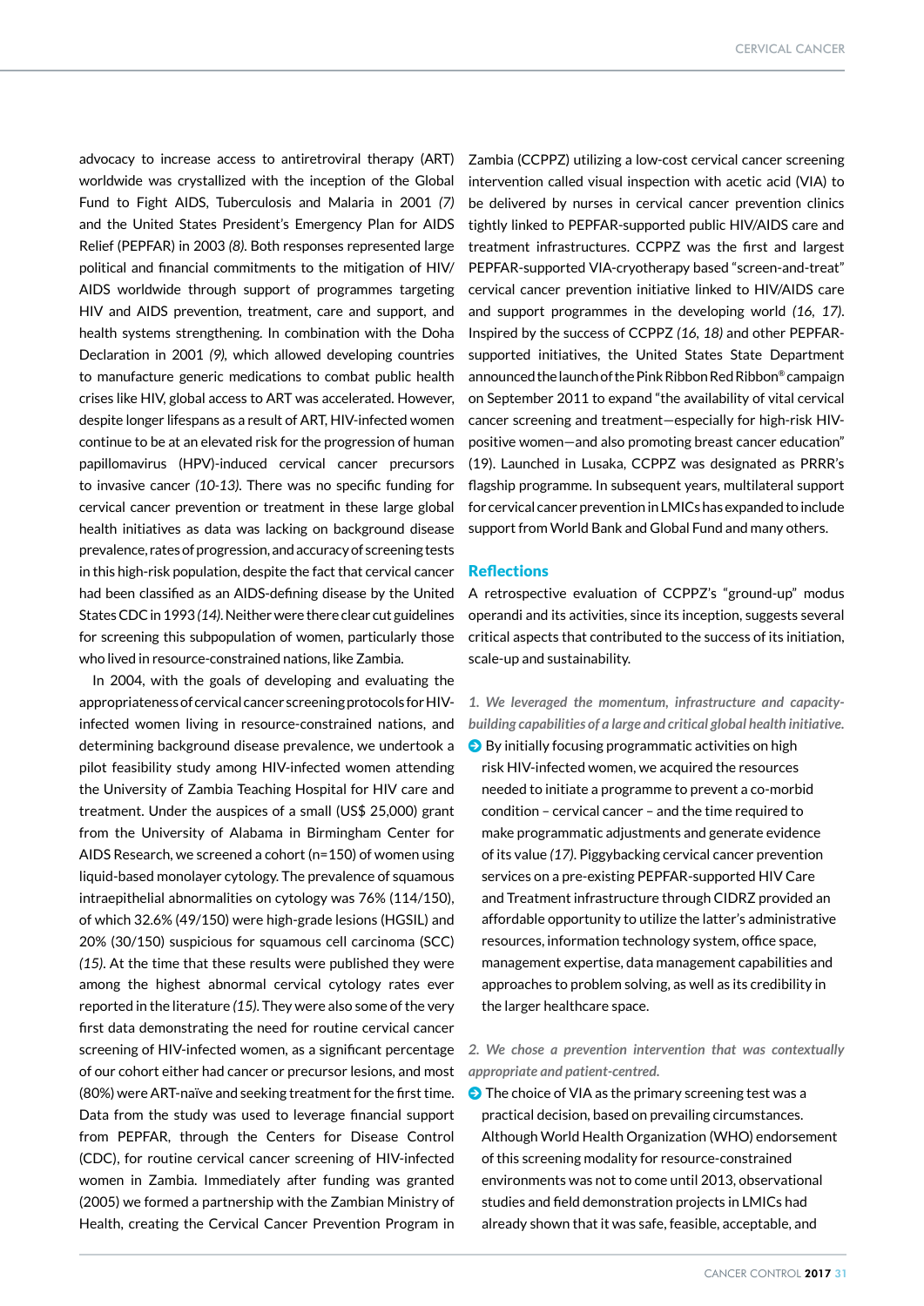advocacy to increase access to antiretroviral therapy (ART) worldwide was crystallized with the inception of the Global Fund to Fight AIDS, Tuberculosis and Malaria in 2001 *(7)* and the United States President's Emergency Plan for AIDS Relief (PEPFAR) in 2003 *(8)*. Both responses represented large political and financial commitments to the mitigation of HIV/AIDS worldwide through support of programmes targeting HIV and AIDS prevention, treatment, care and support, and health systems strengthening. In combination with the Doha Declaration in 2001 *(9)*, which allowed developing countries to manufacture generic medications to combat public health crises like HIV, global access to ART was accelerated. However, despite longer lifespans as a result of ART, HIV-infected women continue to be at an elevated risk for the progression of human papillomavirus (HPV)-induced cervical cancer precursors to invasive cancer *(10-13)*. There was no specific funding for cervical cancer prevention or treatment in these large global health initiatives as data was lacking on background disease prevalence, rates of progression, and accuracy of screening tests in this high-risk population, despite the fact that cervical cancer had been classified as an AIDS-defining disease by the United States CDC in 1993 *(14)*. Neither were there clear cut guidelines for screening this subpopulation of women, particularly those who lived in resource-constrained nations, like Zambia.

In 2004, with the goals of developing and evaluating the appropriateness of cervical cancer screening protocols for HIV-infected women living in resource-constrained nations, and determining background disease prevalence, we undertook a pilot feasibility study among HIV-infected women attending the University of Zambia Teaching Hospital for HIV care and treatment. Under the auspices of a small (US$ 25,000) grant from the University of Alabama in Birmingham Center for AIDS Research, we screened a cohort (n=150) of women using liquid-based monolayer cytology. The prevalence of squamous intraepithelial abnormalities on cytology was 76% (114/150), of which 32.6% (49/150) were high-grade lesions (HGSIL) and 20% (30/150) suspicious for squamous cell carcinoma (SCC) *(15)*. At the time that these results were published they were among the highest abnormal cervical cytology rates ever reported in the literature *(15)*. They were also some of the very first data demonstrating the need for routine cervical cancer screening of HIV-infected women, as a significant percentage of our cohort either had cancer or precursor lesions, and most (80%) were ART-naïve and seeking treatment for the first time. Data from the study was used to leverage financial support from PEPFAR, through the Centers for Disease Control (CDC), for routine cervical cancer screening of HIV-infected women in Zambia. Immediately after funding was granted (2005) we formed a partnership with the Zambian Ministry of Health, creating the Cervical Cancer Prevention Program in Zambia (CCPPZ) utilizing a low-cost cervical cancer screening intervention called visual inspection with acetic acid (VIA) to be delivered by nurses in cervical cancer prevention clinics tightly linked to PEPFAR-supported public HIV/AIDS care and treatment infrastructures. CCPPZ was the first and largest PEPFAR-supported VIA-cryotherapy based "screen-and-treat" cervical cancer prevention initiative linked to HIV/AIDS care and support programmes in the developing world *(16, 17)*. Inspired by the success of CCPPZ *(16, 18)* and other PEPFAR-supported initiatives, the United States State Department announced the launch of the Pink Ribbon Red Ribbon® campaign on September 2011 to expand "the availability of vital cervical cancer screening and treatment—especially for high-risk HIV-positive women—and also promoting breast cancer education" (19). Launched in Lusaka, CCPPZ was designated as PRRR's flagship programme. In subsequent years, multilateral support for cervical cancer prevention in LMICs has expanded to include support from World Bank and Global Fund and many others.

## Reflections

A retrospective evaluation of CCPPZ's "ground-up" modus operandi and its activities, since its inception, suggests several critical aspects that contributed to the success of its initiation, scale-up and sustainability.

*1. We leveraged the momentum, infrastructure and capacity-building capabilities of a large and critical global health initiative.*

- By initially focusing programmatic activities on high risk HIV-infected women, we acquired the resources needed to initiate a programme to prevent a co-morbid condition – cervical cancer – and the time required to make programmatic adjustments and generate evidence of its value *(17)*. Piggybacking cervical cancer prevention services on a pre-existing PEPFAR-supported HIV Care and Treatment infrastructure through CIDRZ provided an affordable opportunity to utilize the latter's administrative resources, information technology system, office space, management expertise, data management capabilities and approaches to problem solving, as well as its credibility in the larger healthcare space.

*2. We chose a prevention intervention that was contextually appropriate and patient-centred.*

- The choice of VIA as the primary screening test was a practical decision, based on prevailing circumstances. Although World Health Organization (WHO) endorsement of this screening modality for resource-constrained environments was not to come until 2013, observational studies and field demonstration projects in LMICs had already shown that it was safe, feasible, acceptable, and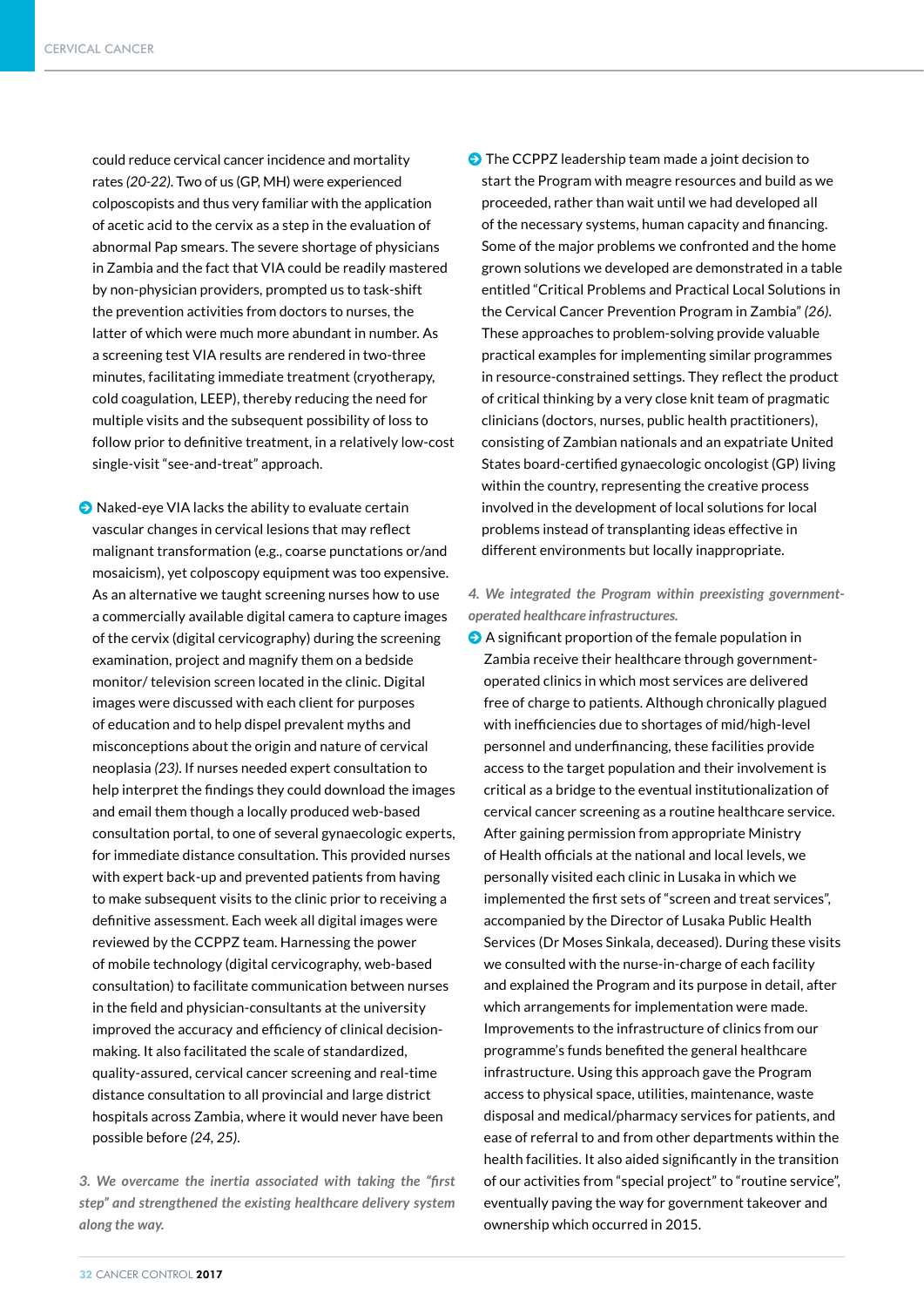could reduce cervical cancer incidence and mortality rates *(20-22)*. Two of us (GP, MH) were experienced colposcopists and thus very familiar with the application of acetic acid to the cervix as a step in the evaluation of abnormal Pap smears. The severe shortage of physicians in Zambia and the fact that VIA could be readily mastered by non-physician providers, prompted us to task-shift the prevention activities from doctors to nurses, the latter of which were much more abundant in number. As a screening test VIA results are rendered in two-three minutes, facilitating immediate treatment (cryotherapy, cold coagulation, LEEP), thereby reducing the need for multiple visits and the subsequent possibility of loss to follow prior to definitive treatment, in a relatively low-cost single-visit "see-and-treat" approach.

- Naked-eye VIA lacks the ability to evaluate certain vascular changes in cervical lesions that may reflect malignant transformation (e.g., coarse punctations or/and mosaicism), yet colposcopy equipment was too expensive. As an alternative we taught screening nurses how to use a commercially available digital camera to capture images of the cervix (digital cervicography) during the screening examination, project and magnify them on a bedside monitor/ television screen located in the clinic. Digital images were discussed with each client for purposes of education and to help dispel prevalent myths and misconceptions about the origin and nature of cervical neoplasia *(23)*. If nurses needed expert consultation to help interpret the findings they could download the images and email them though a locally produced web-based consultation portal, to one of several gynaecologic experts, for immediate distance consultation. This provided nurses with expert back-up and prevented patients from having to make subsequent visits to the clinic prior to receiving a definitive assessment. Each week all digital images were reviewed by the CCPPZ team. Harnessing the power of mobile technology (digital cervicography, web-based consultation) to facilitate communication between nurses in the field and physician-consultants at the university improved the accuracy and efficiency of clinical decision-making. It also facilitated the scale of standardized, quality-assured, cervical cancer screening and real-time distance consultation to all provincial and large district hospitals across Zambia, where it would never have been possible before *(24, 25)*.

*3. We overcame the inertia associated with taking the "first step" and strengthened the existing healthcare delivery system along the way.*

- The CCPPZ leadership team made a joint decision to start the Program with meagre resources and build as we proceeded, rather than wait until we had developed all of the necessary systems, human capacity and financing. Some of the major problems we confronted and the home grown solutions we developed are demonstrated in a table entitled "Critical Problems and Practical Local Solutions in the Cervical Cancer Prevention Program in Zambia" *(26)*. These approaches to problem-solving provide valuable practical examples for implementing similar programmes in resource-constrained settings. They reflect the product of critical thinking by a very close knit team of pragmatic clinicians (doctors, nurses, public health practitioners), consisting of Zambian nationals and an expatriate United States board-certified gynaecologic oncologist (GP) living within the country, representing the creative process involved in the development of local solutions for local problems instead of transplanting ideas effective in different environments but locally inappropriate.

*4. We integrated the Program within preexisting government-operated healthcare infrastructures.*

- A significant proportion of the female population in Zambia receive their healthcare through government-operated clinics in which most services are delivered free of charge to patients. Although chronically plagued with inefficiencies due to shortages of mid/high-level personnel and underfinancing, these facilities provide access to the target population and their involvement is critical as a bridge to the eventual institutionalization of cervical cancer screening as a routine healthcare service. After gaining permission from appropriate Ministry of Health officials at the national and local levels, we personally visited each clinic in Lusaka in which we implemented the first sets of "screen and treat services", accompanied by the Director of Lusaka Public Health Services (Dr Moses Sinkala, deceased). During these visits we consulted with the nurse-in-charge of each facility and explained the Program and its purpose in detail, after which arrangements for implementation were made. Improvements to the infrastructure of clinics from our programme's funds benefited the general healthcare infrastructure. Using this approach gave the Program access to physical space, utilities, maintenance, waste disposal and medical/pharmacy services for patients, and ease of referral to and from other departments within the health facilities. It also aided significantly in the transition of our activities from "special project" to "routine service", eventually paving the way for government takeover and ownership which occurred in 2015.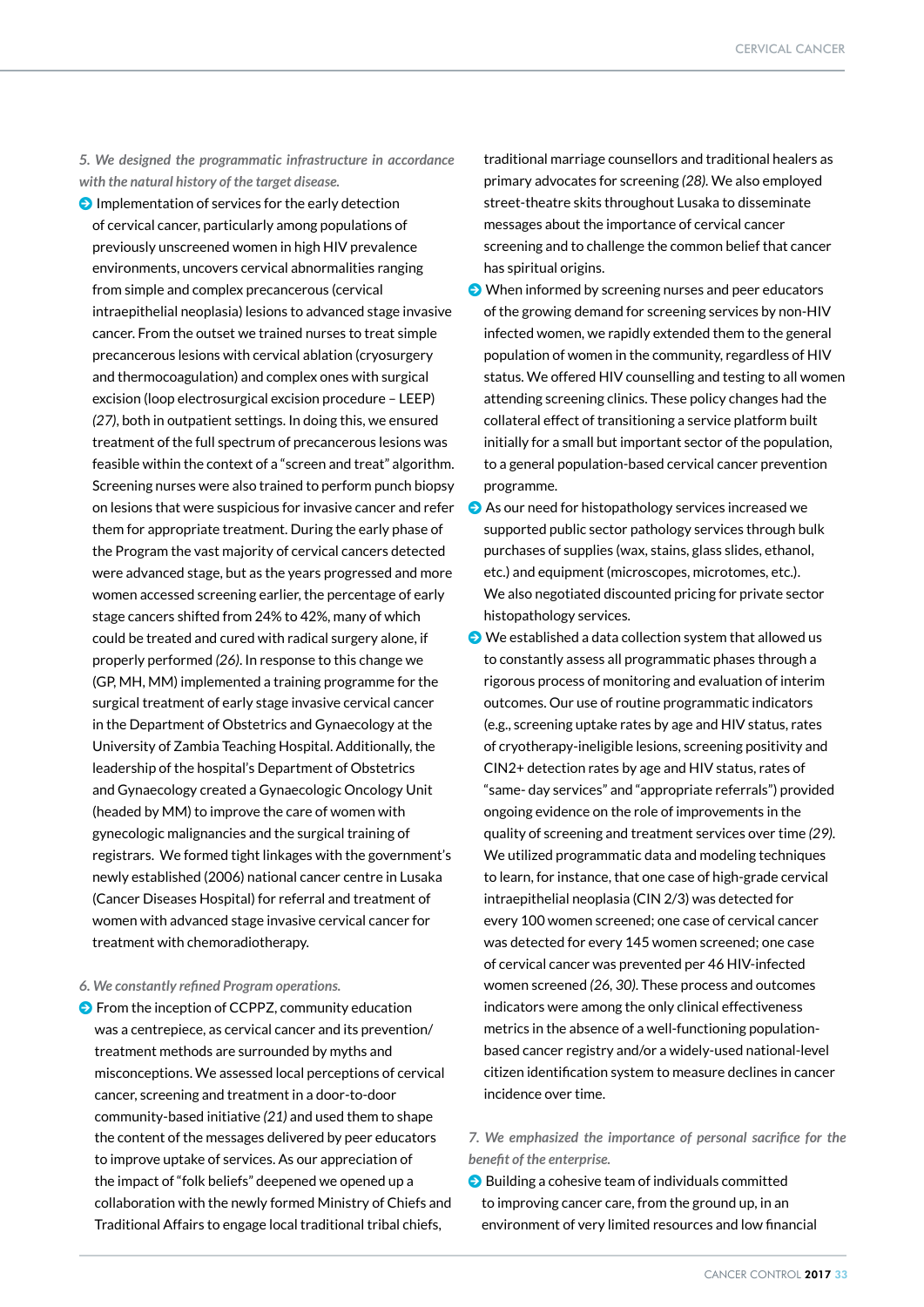*5. We designed the programmatic infrastructure in accordance with the natural history of the target disease.*

- Implementation of services for the early detection of cervical cancer, particularly among populations of previously unscreened women in high HIV prevalence environments, uncovers cervical abnormalities ranging from simple and complex precancerous (cervical intraepithelial neoplasia) lesions to advanced stage invasive cancer. From the outset we trained nurses to treat simple precancerous lesions with cervical ablation (cryosurgery and thermocoagulation) and complex ones with surgical excision (loop electrosurgical excision procedure – LEEP) *(27)*, both in outpatient settings. In doing this, we ensured treatment of the full spectrum of precancerous lesions was feasible within the context of a "screen and treat" algorithm. Screening nurses were also trained to perform punch biopsy on lesions that were suspicious for invasive cancer and refer them for appropriate treatment. During the early phase of the Program the vast majority of cervical cancers detected were advanced stage, but as the years progressed and more women accessed screening earlier, the percentage of early stage cancers shifted from 24% to 42%, many of which could be treated and cured with radical surgery alone, if properly performed *(26)*. In response to this change we (GP, MH, MM) implemented a training programme for the surgical treatment of early stage invasive cervical cancer in the Department of Obstetrics and Gynaecology at the University of Zambia Teaching Hospital. Additionally, the leadership of the hospital's Department of Obstetrics and Gynaecology created a Gynaecologic Oncology Unit (headed by MM) to improve the care of women with gynecologic malignancies and the surgical training of registrars. We formed tight linkages with the government's newly established (2006) national cancer centre in Lusaka (Cancer Diseases Hospital) for referral and treatment of women with advanced stage invasive cervical cancer for treatment with chemoradiotherapy.

*6. We constantly refined Program operations.*

- From the inception of CCPPZ, community education was a centrepiece, as cervical cancer and its prevention/treatment methods are surrounded by myths and misconceptions. We assessed local perceptions of cervical cancer, screening and treatment in a door-to-door community-based initiative *(21)* and used them to shape the content of the messages delivered by peer educators to improve uptake of services. As our appreciation of the impact of "folk beliefs" deepened we opened up a collaboration with the newly formed Ministry of Chiefs and Traditional Affairs to engage local traditional tribal chiefs, traditional marriage counsellors and traditional healers as primary advocates for screening *(28)*. We also employed street-theatre skits throughout Lusaka to disseminate messages about the importance of cervical cancer screening and to challenge the common belief that cancer has spiritual origins.
- When informed by screening nurses and peer educators of the growing demand for screening services by non-HIV infected women, we rapidly extended them to the general population of women in the community, regardless of HIV status. We offered HIV counselling and testing to all women attending screening clinics. These policy changes had the collateral effect of transitioning a service platform built initially for a small but important sector of the population, to a general population-based cervical cancer prevention programme.
- As our need for histopathology services increased we supported public sector pathology services through bulk purchases of supplies (wax, stains, glass slides, ethanol, etc.) and equipment (microscopes, microtomes, etc.). We also negotiated discounted pricing for private sector histopathology services.
- We established a data collection system that allowed us to constantly assess all programmatic phases through a rigorous process of monitoring and evaluation of interim outcomes. Our use of routine programmatic indicators (e.g., screening uptake rates by age and HIV status, rates of cryotherapy-ineligible lesions, screening positivity and CIN2+ detection rates by age and HIV status, rates of "same- day services" and "appropriate referrals") provided ongoing evidence on the role of improvements in the quality of screening and treatment services over time *(29)*. We utilized programmatic data and modeling techniques to learn, for instance, that one case of high-grade cervical intraepithelial neoplasia (CIN 2/3) was detected for every 100 women screened; one case of cervical cancer was detected for every 145 women screened; one case of cervical cancer was prevented per 46 HIV-infected women screened *(26, 30)*. These process and outcomes indicators were among the only clinical effectiveness metrics in the absence of a well-functioning population-based cancer registry and/or a widely-used national-level citizen identification system to measure declines in cancer incidence over time.

*7. We emphasized the importance of personal sacrifice for the benefit of the enterprise.*

- Building a cohesive team of individuals committed to improving cancer care, from the ground up, in an environment of very limited resources and low financial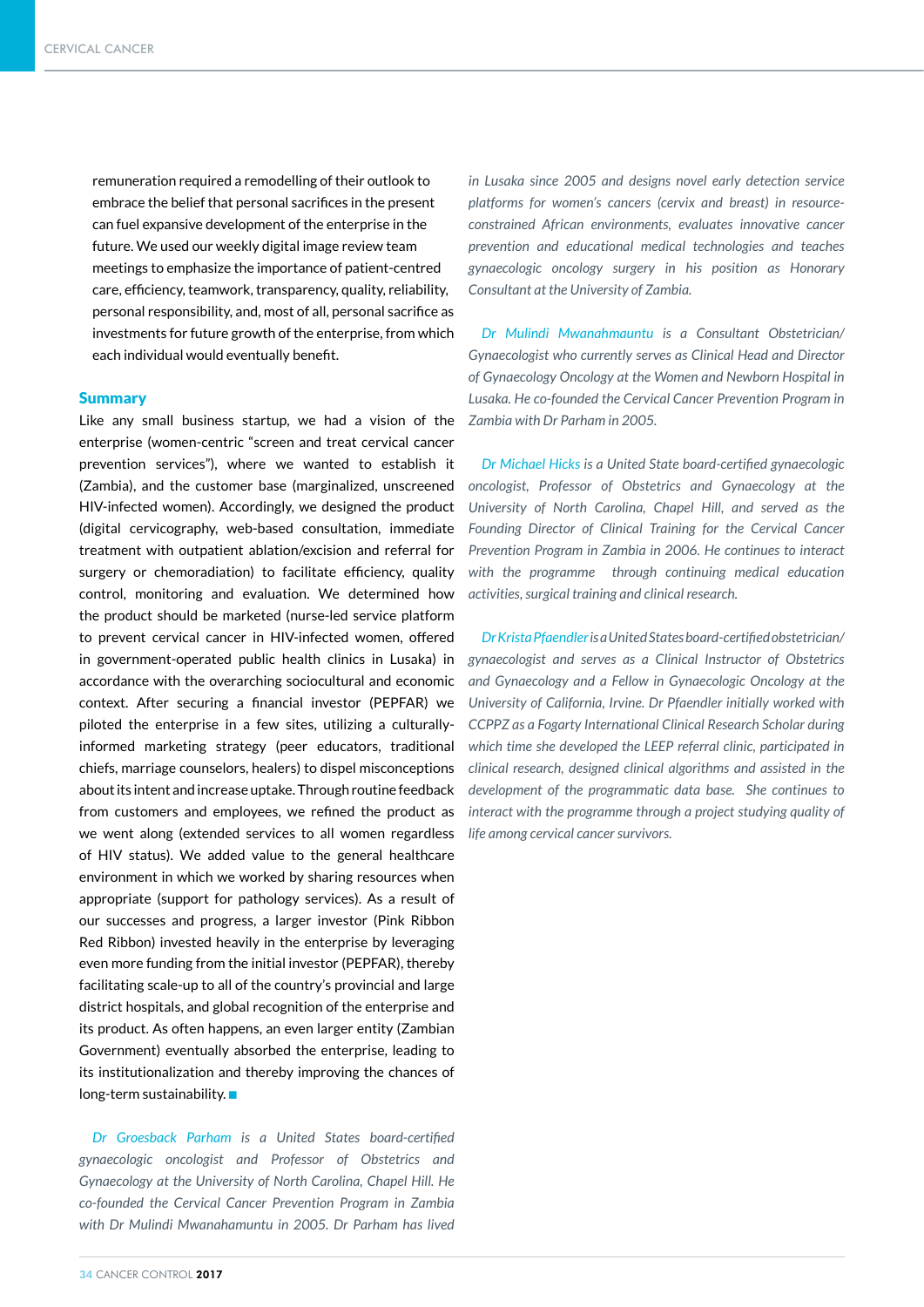remuneration required a remodelling of their outlook to embrace the belief that personal sacrifices in the present can fuel expansive development of the enterprise in the future. We used our weekly digital image review team meetings to emphasize the importance of patient-centred care, efficiency, teamwork, transparency, quality, reliability, personal responsibility, and, most of all, personal sacrifice as investments for future growth of the enterprise, from which each individual would eventually benefit.

## Summary

Like any small business startup, we had a vision of the enterprise (women-centric "screen and treat cervical cancer prevention services"), where we wanted to establish it (Zambia), and the customer base (marginalized, unscreened HIV-infected women). Accordingly, we designed the product (digital cervicography, web-based consultation, immediate treatment with outpatient ablation/excision and referral for surgery or chemoradiation) to facilitate efficiency, quality control, monitoring and evaluation. We determined how the product should be marketed (nurse-led service platform to prevent cervical cancer in HIV-infected women, offered in government-operated public health clinics in Lusaka) in accordance with the overarching sociocultural and economic context. After securing a financial investor (PEPFAR) we piloted the enterprise in a few sites, utilizing a culturally-informed marketing strategy (peer educators, traditional chiefs, marriage counselors, healers) to dispel misconceptions about its intent and increase uptake. Through routine feedback from customers and employees, we refined the product as we went along (extended services to all women regardless of HIV status). We added value to the general healthcare environment in which we worked by sharing resources when appropriate (support for pathology services). As a result of our successes and progress, a larger investor (Pink Ribbon Red Ribbon) invested heavily in the enterprise by leveraging even more funding from the initial investor (PEPFAR), thereby facilitating scale-up to all of the country's provincial and large district hospitals, and global recognition of the enterprise and its product. As often happens, an even larger entity (Zambian Government) eventually absorbed the enterprise, leading to its institutionalization and thereby improving the chances of long-term sustainability. ■

*Dr Groesback Parham is a United States board-certified gynaecologic oncologist and Professor of Obstetrics and Gynaecology at the University of North Carolina, Chapel Hill. He co-founded the Cervical Cancer Prevention Program in Zambia with Dr Mulindi Mwanahamuntu in 2005. Dr Parham has lived in Lusaka since 2005 and designs novel early detection service platforms for women's cancers (cervix and breast) in resource-constrained African environments, evaluates innovative cancer prevention and educational medical technologies and teaches gynaecologic oncology surgery in his position as Honorary Consultant at the University of Zambia.*

*Dr Mulindi Mwanahmauntu is a Consultant Obstetrician/Gynaecologist who currently serves as Clinical Head and Director of Gynaecology Oncology at the Women and Newborn Hospital in Lusaka. He co-founded the Cervical Cancer Prevention Program in Zambia with Dr Parham in 2005.*

*Dr Michael Hicks is a United State board-certified gynaecologic oncologist, Professor of Obstetrics and Gynaecology at the University of North Carolina, Chapel Hill, and served as the Founding Director of Clinical Training for the Cervical Cancer Prevention Program in Zambia in 2006. He continues to interact with the programme through continuing medical education activities, surgical training and clinical research.*

*Dr Krista Pfaendler is a United States board-certified obstetrician/gynaecologist and serves as a Clinical Instructor of Obstetrics and Gynaecology and a Fellow in Gynaecologic Oncology at the University of California, Irvine. Dr Pfaendler initially worked with CCPPZ as a Fogarty International Clinical Research Scholar during which time she developed the LEEP referral clinic, participated in clinical research, designed clinical algorithms and assisted in the development of the programmatic data base. She continues to interact with the programme through a project studying quality of life among cervical cancer survivors.*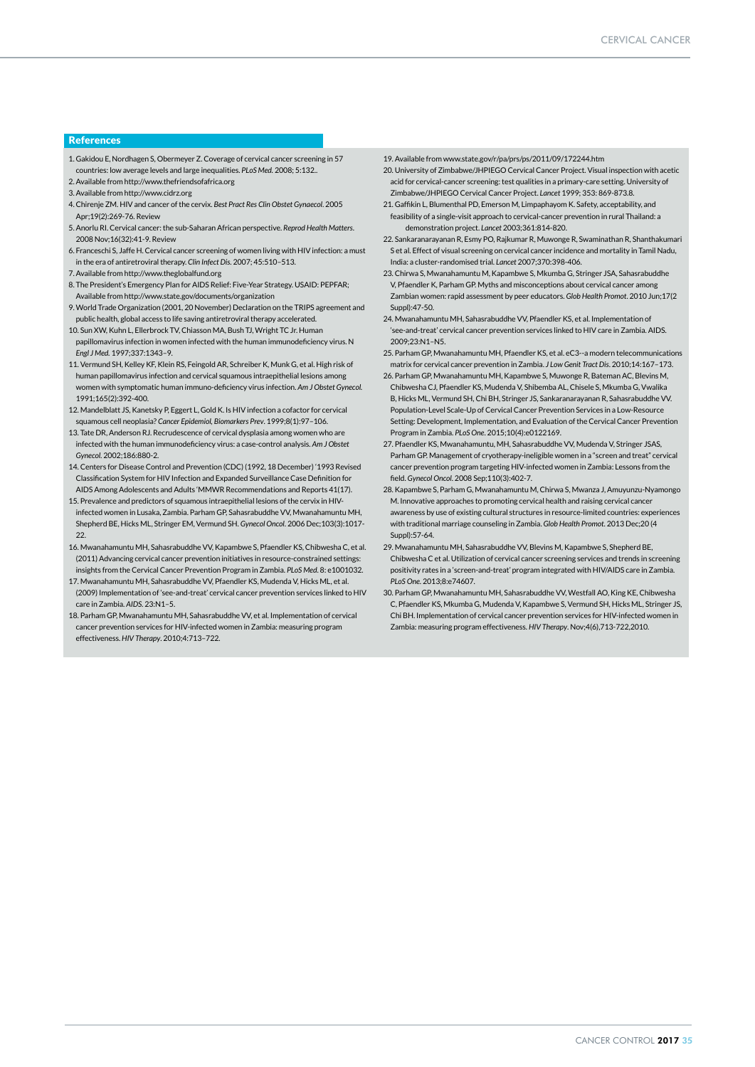## References

1. Gakidou E, Nordhagen S, Obermeyer Z. Coverage of cervical cancer screening in 57 countries: low average levels and large inequalities. *PLoS Med.* 2008; 5:132..
2. Available from http://www.thefriendsofafrica.org
3. Available from http://www.cidrz.org
4. Chirenje ZM. HIV and cancer of the cervix. *Best Pract Res Clin Obstet Gynaecol*. 2005 Apr;19(2):269-76. Review
5. Anorlu RI. Cervical cancer: the sub-Saharan African perspective. *Reprod Health Matters*. 2008 Nov;16(32):41-9. Review
6. Franceschi S, Jaffe H. Cervical cancer screening of women living with HIV infection: a must in the era of antiretroviral therapy. *Clin Infect Dis*. 2007; 45:510–513.
7. Available from http://www.theglobalfund.org
8. The President's Emergency Plan for AIDS Relief: Five-Year Strategy. USAID: PEPFAR; Available from http://www.state.gov/documents/organization
9. World Trade Organization (2001, 20 November) Declaration on the TRIPS agreement and public health, global access to life saving antiretroviral therapy accelerated.
10. Sun XW, Kuhn L, Ellerbrock TV, Chiasson MA, Bush TJ, Wright TC Jr. Human papillomavirus infection in women infected with the human immunodeficiency virus. N *Engl J Med.* 1997;337:1343–9.
11. Vermund SH, Kelley KF, Klein RS, Feingold AR, Schreiber K, Munk G, et al. High risk of human papillomavirus infection and cervical squamous intraepithelial lesions among women with symptomatic human immuno-deficiency virus infection. *Am J Obstet Gynecol.* 1991;165(2):392-400.
12. Mandelblatt JS, Kanetsky P, Eggert L, Gold K. Is HIV infection a cofactor for cervical squamous cell neoplasia? *Cancer Epidemiol, Biomarkers Prev*. 1999;8(1):97–106.
13. Tate DR, Anderson RJ. Recrudescence of cervical dysplasia among women who are infected with the human immunodeficiency virus: a case-control analysis. *Am J Obstet Gynecol.* 2002;186:880-2.
14. Centers for Disease Control and Prevention (CDC) (1992, 18 December) '1993 Revised Classification System for HIV Infection and Expanded Surveillance Case Definition for AIDS Among Adolescents and Adults 'MMWR Recommendations and Reports 41(17).
15. Prevalence and predictors of squamous intraepithelial lesions of the cervix in HIV-infected women in Lusaka, Zambia. Parham GP, Sahasrabuddhe VV, Mwanahamuntu MH, Shepherd BE, Hicks ML, Stringer EM, Vermund SH. *Gynecol Oncol*. 2006 Dec;103(3):1017-22.
16. Mwanahamuntu MH, Sahasrabuddhe VV, Kapambwe S, Pfaendler KS, Chibwesha C, et al. (2011) Advancing cervical cancer prevention initiatives in resource-constrained settings: insights from the Cervical Cancer Prevention Program in Zambia. *PLoS Med*. 8: e1001032.
17. Mwanahamuntu MH, Sahasrabuddhe VV, Pfaendler KS, Mudenda V, Hicks ML, et al. (2009) Implementation of 'see-and-treat' cervical cancer prevention services linked to HIV care in Zambia. *AIDS*. 23:N1–5.
18. Parham GP, Mwanahamuntu MH, Sahasrabuddhe VV, et al. Implementation of cervical cancer prevention services for HIV-infected women in Zambia: measuring program effectiveness. *HIV Therapy*. 2010;4:713–722.
19. Available from www.state.gov/r/pa/prs/ps/2011/09/172244.htm
20. University of Zimbabwe/JHPIEGO Cervical Cancer Project. Visual inspection with acetic acid for cervical-cancer screening: test qualities in a primary-care setting. University of Zimbabwe/JHPIEGO Cervical Cancer Project. *Lancet* 1999; 353: 869-873.8.
21. Gaffikin L, Blumenthal PD, Emerson M, Limpaphayom K. Safety, acceptability, and feasibility of a single-visit approach to cervical-cancer prevention in rural Thailand: a demonstration project. *Lancet* 2003;361:814-820.
22. Sankaranarayanan R, Esmy PO, Rajkumar R, Muwonge R, Swaminathan R, Shanthakumari S et al. Effect of visual screening on cervical cancer incidence and mortality in Tamil Nadu, India: a cluster-randomised trial. *Lancet* 2007;370:398-406.
23. Chirwa S, Mwanahamuntu M, Kapambwe S, Mkumba G, Stringer JSA, Sahasrabuddhe V, Pfaendler K, Parham GP. Myths and misconceptions about cervical cancer among Zambian women: rapid assessment by peer educators. *Glob Health Promot*. 2010 Jun;17(2 Suppl):47-50.
24. Mwanahamuntu MH, Sahasrabuddhe VV, Pfaendler KS, et al. Implementation of 'see-and-treat' cervical cancer prevention services linked to HIV care in Zambia. AIDS. 2009;23:N1–N5.
25. Parham GP, Mwanahamuntu MH, Pfaendler KS, et al. eC3--a modern telecommunications matrix for cervical cancer prevention in Zambia. *J Low Genit Tract Dis*. 2010;14:167–173.
26. Parham GP, Mwanahamuntu MH, Kapambwe S, Muwonge R, Bateman AC, Blevins M, Chibwesha CJ, Pfaendler KS, Mudenda V, Shibemba AL, Chisele S, Mkumba G, Vwalika B, Hicks ML, Vermund SH, Chi BH, Stringer JS, Sankaranarayanan R, Sahasrabuddhe VV. Population-Level Scale-Up of Cervical Cancer Prevention Services in a Low-Resource Setting: Development, Implementation, and Evaluation of the Cervical Cancer Prevention Program in Zambia. *PLoS One*. 2015;10(4):e0122169.
27. Pfaendler KS, Mwanahamuntu, MH, Sahasrabuddhe VV, Mudenda V, Stringer JSAS, Parham GP. Management of cryotherapy-ineligible women in a "screen and treat" cervical cancer prevention program targeting HIV-infected women in Zambia: Lessons from the field. *Gynecol Oncol*. 2008 Sep;110(3):402-7.
28. Kapambwe S, Parham G, Mwanahamuntu M, Chirwa S, Mwanza J, Amuyunzu-Nyamongo M. Innovative approaches to promoting cervical health and raising cervical cancer awareness by use of existing cultural structures in resource-limited countries: experiences with traditional marriage counseling in Zambia. *Glob Health Promot*. 2013 Dec;20 (4 Suppl):57-64.
29. Mwanahamuntu MH, Sahasrabuddhe VV, Blevins M, Kapambwe S, Shepherd BE, Chibwesha C et al. Utilization of cervical cancer screening services and trends in screening positivity rates in a 'screen-and-treat' program integrated with HIV/AIDS care in Zambia. *PLoS One*. 2013;8:e74607.
30. Parham GP, Mwanahamuntu MH, Sahasrabuddhe VV, Westfall AO, King KE, Chibwesha C, Pfaendler KS, Mkumba G, Mudenda V, Kapambwe S, Vermund SH, Hicks ML, Stringer JS, Chi BH. Implementation of cervical cancer prevention services for HIV-infected women in Zambia: measuring program effectiveness. *HIV Therapy*. Nov;4(6),713-722,2010.